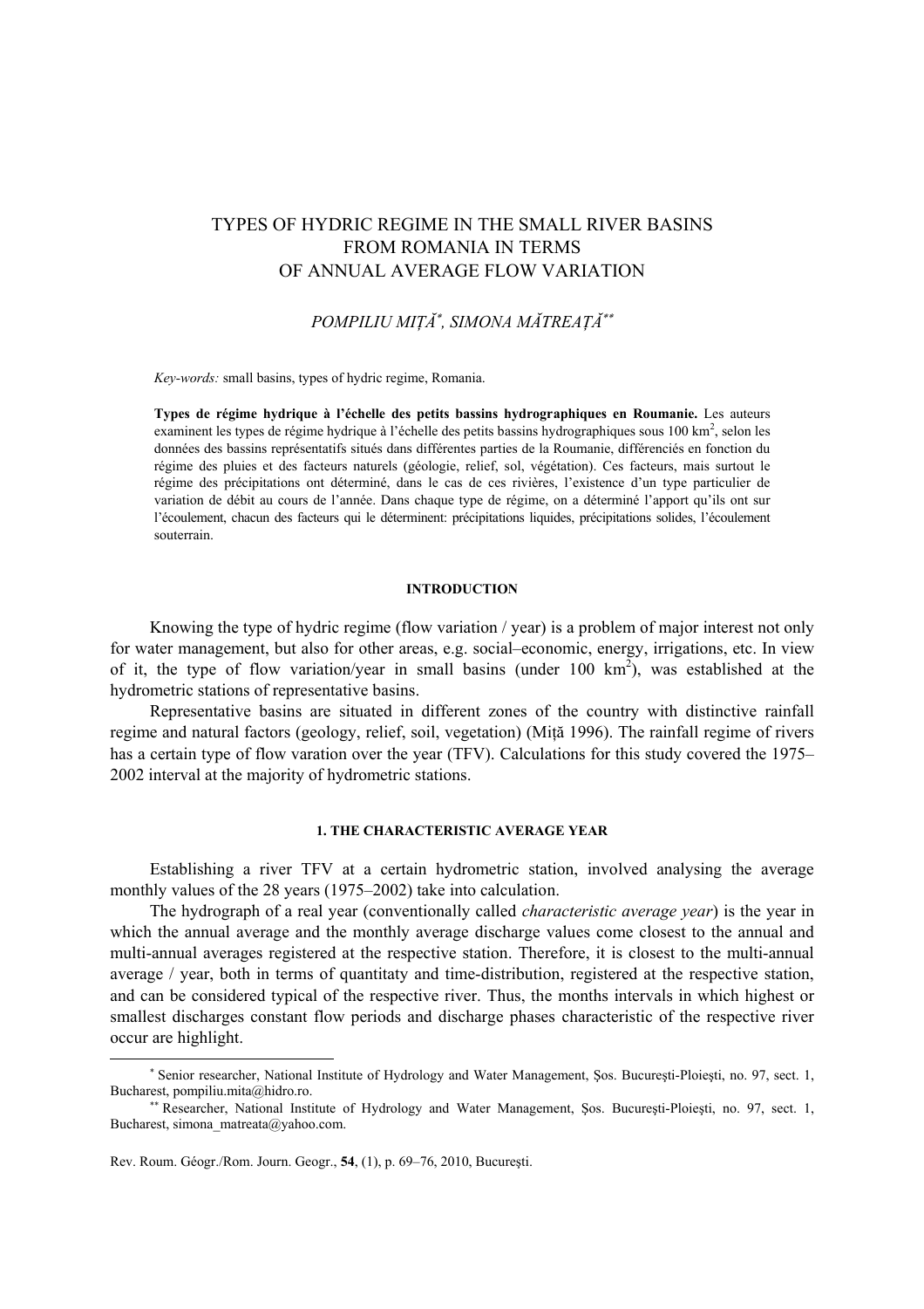# TYPES OF HYDRIC REGIME IN THE SMALL RIVER BASINS FROM ROMANIA IN TERMS OF ANNUAL AVERAGE FLOW VARIATION

*POMPILIU MIȚĂ*[*]*, SIMONA MĂTREAȚĂ*[**]

*Key-words:* small basins, types of hydric regime, Romania.

**Types de régime hydrique à l'échelle des petits bassins hydrographiques en Roumanie.** Les auteurs examinent les types de régime hydrique à l'échelle des petits bassins hydrographiques sous 100 km$^2$, selon les données des bassins représentatifs situés dans différentes parties de la Roumanie, différenciés en fonction du régime des pluies et des facteurs naturels (géologie, relief, sol, végétation). Ces facteurs, mais surtout le régime des précipitations ont déterminé, dans le cas de ces rivières, l'existence d'un type particulier de variation de débit au cours de l'année. Dans chaque type de régime, on a déterminé l'apport qu'ils ont sur l'écoulement, chacun des facteurs qui le déterminent: précipitations liquides, précipitations solides, l'écoulement souterrain.

## INTRODUCTION

Knowing the type of hydric regime (flow variation / year) is a problem of major interest not only for water management, but also for other areas, e.g. social–economic, energy, irrigations, etc. In view of it, the type of flow variation/year in small basins (under 100 km$^2$), was established at the hydrometric stations of representative basins.

Representative basins are situated in different zones of the country with distinctive rainfall regime and natural factors (geology, relief, soil, vegetation) (Miță 1996). The rainfall regime of rivers has a certain type of flow varation over the year (TFV). Calculations for this study covered the 1975–2002 interval at the majority of hydrometric stations.

## 1. THE CHARACTERISTIC AVERAGE YEAR

Establishing a river TFV at a certain hydrometric station, involved analysing the average monthly values of the 28 years (1975–2002) take into calculation.

The hydrograph of a real year (conventionally called *characteristic average year*) is the year in which the annual average and the monthly average discharge values come closest to the annual and multi-annual averages registered at the respective station. Therefore, it is closest to the multi-annual average / year, both in terms of quantitaty and time-distribution, registered at the respective station, and can be considered typical of the respective river. Thus, the months intervals in which highest or smallest discharges constant flow periods and discharge phases characteristic of the respective river occur are highlight.

[*] Senior researcher, National Institute of Hydrology and Water Management, Şos. Bucureşti-Ploieşti, no. 97, sect. 1, Bucharest, pompiliu.mita@hidro.ro.

[**] Researcher, National Institute of Hydrology and Water Management, Şos. Bucureşti-Ploieşti, no. 97, sect. 1, Bucharest, simona_matreata@yahoo.com.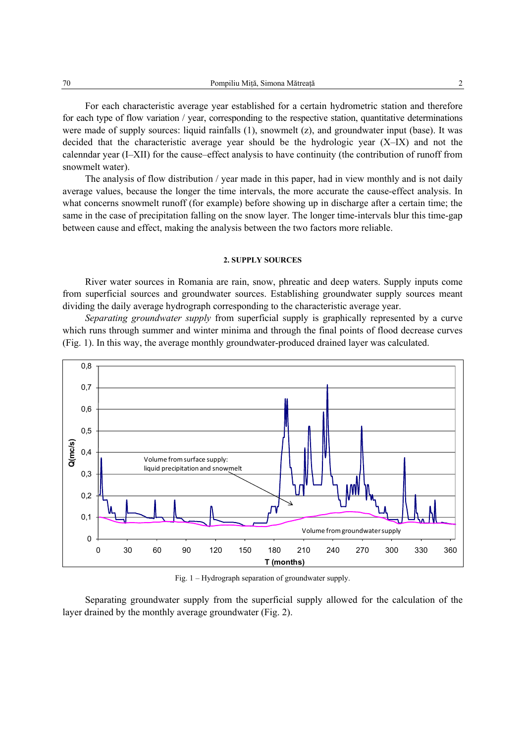For each characteristic average year established for a certain hydrometric station and therefore for each type of flow variation / year, corresponding to the respective station, quantitative determinations were made of supply sources: liquid rainfalls (1), snowmelt (z), and groundwater input (base). It was decided that the characteristic average year should be the hydrologic year (X–IX) and not the calenndar year (I–XII) for the cause–effect analysis to have continuity (the contribution of runoff from snowmelt water).

The analysis of flow distribution / year made in this paper, had in view monthly and is not daily average values, because the longer the time intervals, the more accurate the cause-effect analysis. In what concerns snowmelt runoff (for example) before showing up in discharge after a certain time; the same in the case of precipitation falling on the snow layer. The longer time-intervals blur this time-gap between cause and effect, making the analysis between the two factors more reliable.

## 2. SUPPLY SOURCES

River water sources in Romania are rain, snow, phreatic and deep waters. Supply inputs come from superficial sources and groundwater sources. Establishing groundwater supply sources meant dividing the daily average hydrograph corresponding to the characteristic average year.

*Separating groundwater supply* from superficial supply is graphically represented by a curve which runs through summer and winter minima and through the final points of flood decrease curves (Fig. 1). In this way, the average monthly groundwater-produced drained layer was calculated.

Fig. 1 – Hydrograph separation of groundwater supply.

Separating groundwater supply from the superficial supply allowed for the calculation of the layer drained by the monthly average groundwater (Fig. 2).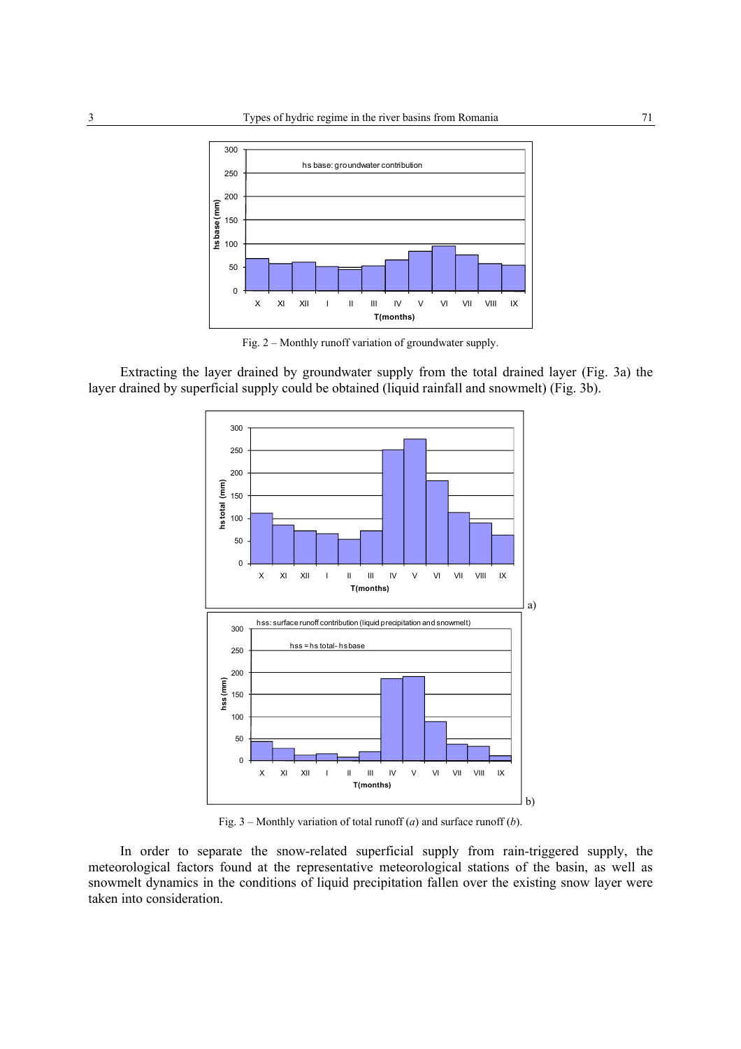Fig. 2 – Monthly runoff variation of groundwater supply.

Extracting the layer drained by groundwater supply from the total drained layer (Fig. 3a) the layer drained by superficial supply could be obtained (liquid rainfall and snowmelt) (Fig. 3b).

Fig. 3 – Monthly variation of total runoff (*a*) and surface runoff (*b*).

In order to separate the snow-related superficial supply from rain-triggered supply, the meteorological factors found at the representative meteorological stations of the basin, as well as snowmelt dynamics in the conditions of liquid precipitation fallen over the existing snow layer were taken into consideration.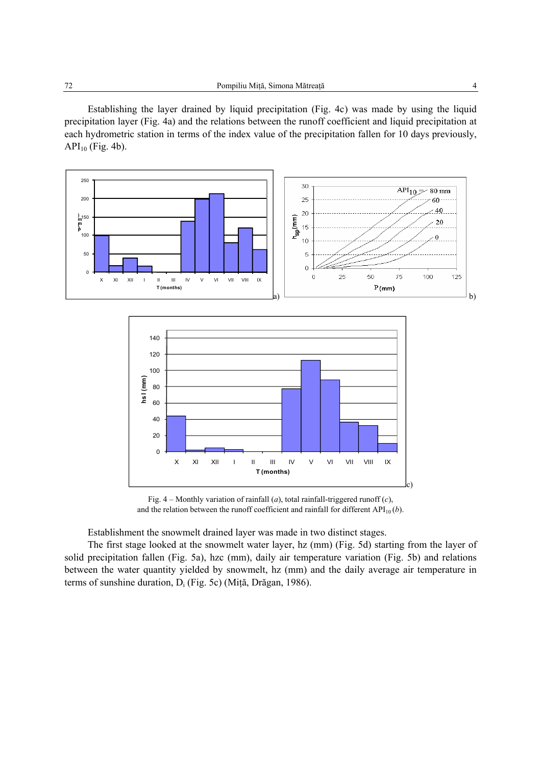Establishing the layer drained by liquid precipitation (Fig. 4c) was made by using the liquid precipitation layer (Fig. 4a) and the relations between the runoff coefficient and liquid precipitation at each hydrometric station in terms of the index value of the precipitation fallen for 10 days previously, $API_{10}$ (Fig. 4b).

Fig. 4 – Monthly variation of rainfall (*a*), total rainfall-triggered runoff (*c*), and the relation between the runoff coefficient and rainfall for different $API_{10}$ (*b*).

Establishment the snowmelt drained layer was made in two distinct stages.

The first stage looked at the snowmelt water layer, hz (mm) (Fig. 5d) starting from the layer of solid precipitation fallen (Fig. 5a), hzc (mm), daily air temperature variation (Fig. 5b) and relations between the water quantity yielded by snowmelt, hz (mm) and the daily average air temperature in terms of sunshine duration, $D_i$ (Fig. 5c) (Miță, Drăgan, 1986).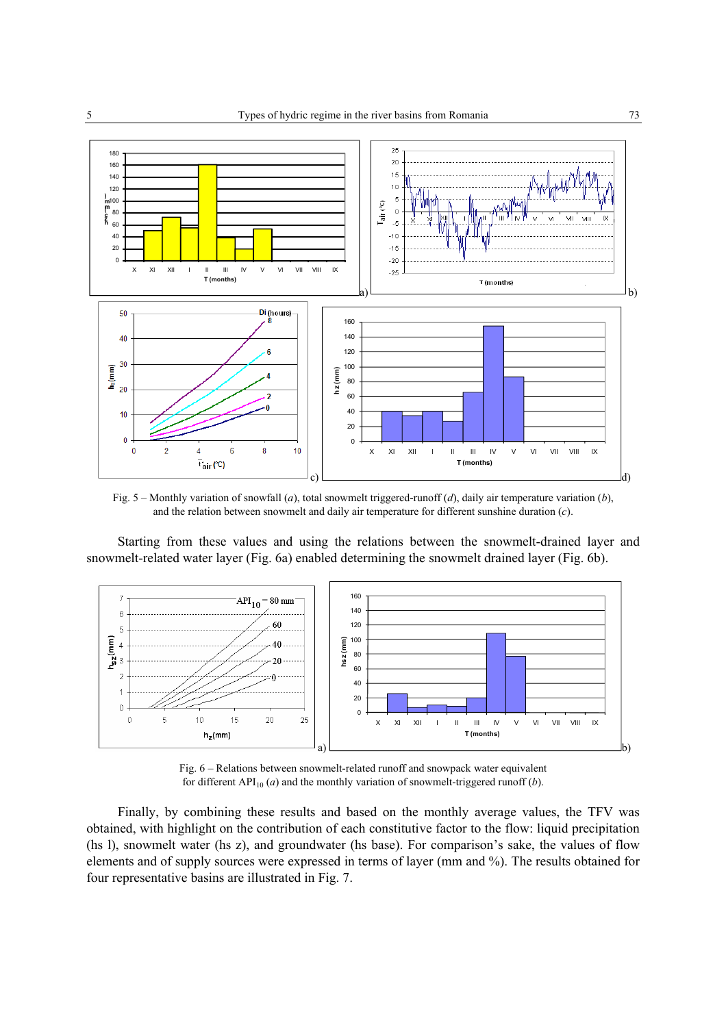Fig. 5 – Monthly variation of snowfall (*a*), total snowmelt triggered-runoff (*d*), daily air temperature variation (*b*), and the relation between snowmelt and daily air temperature for different sunshine duration (*c*).

Starting from these values and using the relations between the snowmelt-drained layer and snowmelt-related water layer (Fig. 6a) enabled determining the snowmelt drained layer (Fig. 6b).

Fig. 6 – Relations between snowmelt-related runoff and snowpack water equivalent for different $API_{10}$ (*a*) and the monthly variation of snowmelt-triggered runoff (*b*).

Finally, by combining these results and based on the monthly average values, the TFV was obtained, with highlight on the contribution of each constitutive factor to the flow: liquid precipitation (hs l), snowmelt water (hs z), and groundwater (hs base). For comparison's sake, the values of flow elements and of supply sources were expressed in terms of layer (mm and %). The results obtained for four representative basins are illustrated in Fig. 7.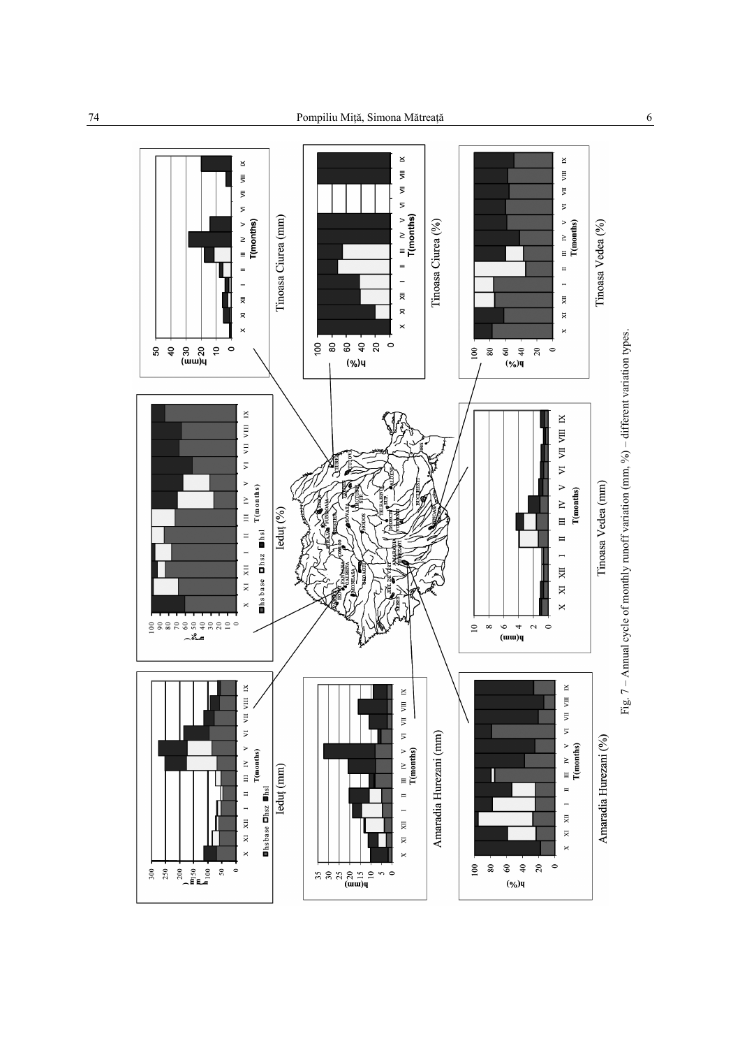Fig. 7 – Annual cycle of monthly runoff variation (mm, %) – different variation types.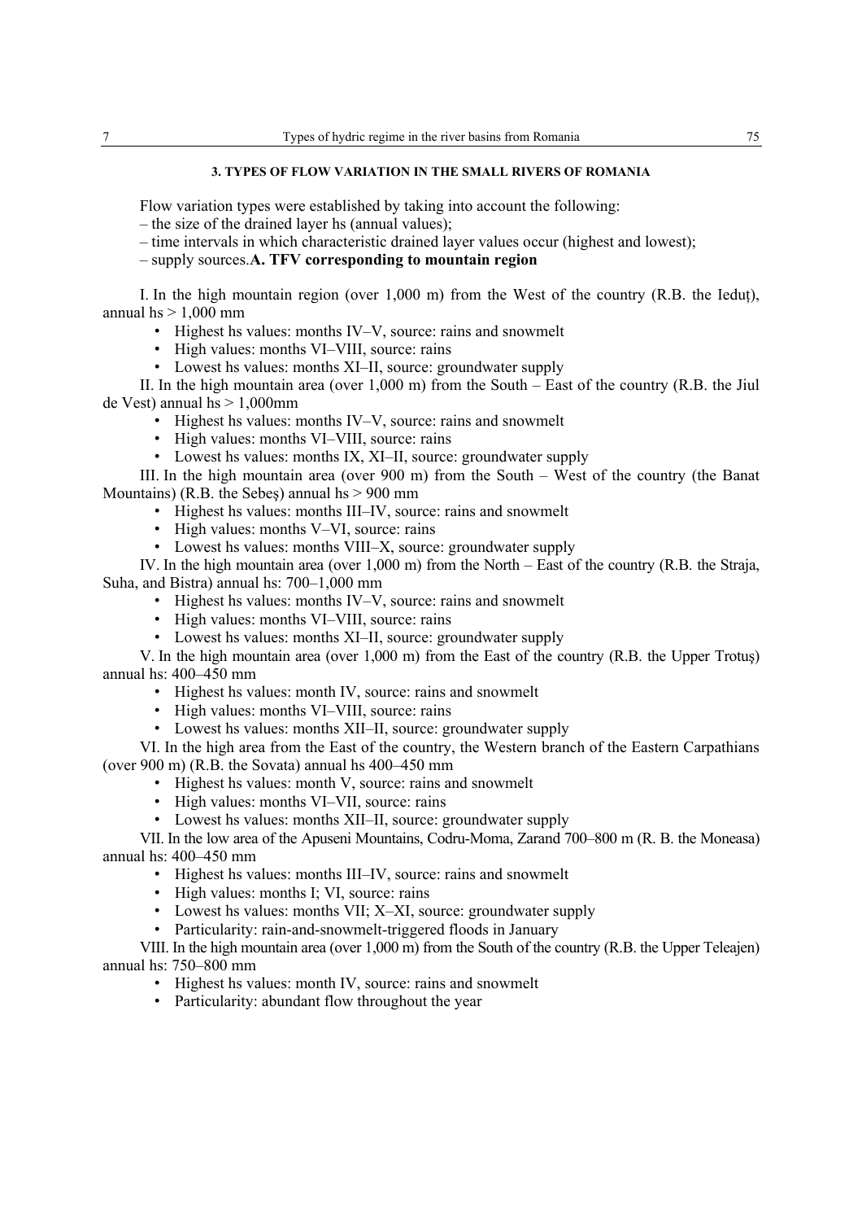### 3. TYPES OF FLOW VARIATION IN THE SMALL RIVERS OF ROMANIA

Flow variation types were established by taking into account the following:

– the size of the drained layer hs (annual values);

– time intervals in which characteristic drained layer values occur (highest and lowest);

– supply sources.**A. TFV corresponding to mountain region**

I. In the high mountain region (over 1,000 m) from the West of the country (R.B. the Ieduț), annual hs > 1,000 mm

- Highest hs values: months IV–V, source: rains and snowmelt
- High values: months VI–VIII, source: rains
- Lowest hs values: months XI–II, source: groundwater supply

II. In the high mountain area (over 1,000 m) from the South – East of the country (R.B. the Jiul de Vest) annual hs > 1,000mm

- Highest hs values: months IV–V, source: rains and snowmelt
- High values: months VI–VIII, source: rains
- Lowest hs values: months IX, XI–II, source: groundwater supply

III. In the high mountain area (over 900 m) from the South – West of the country (the Banat Mountains) (R.B. the Sebeș) annual hs > 900 mm

- Highest hs values: months III–IV, source: rains and snowmelt
- High values: months V–VI, source: rains
- Lowest hs values: months VIII–X, source: groundwater supply

IV. In the high mountain area (over 1,000 m) from the North – East of the country (R.B. the Straja, Suha, and Bistra) annual hs: 700–1,000 mm

- Highest hs values: months IV–V, source: rains and snowmelt
- High values: months VI–VIII, source: rains
- Lowest hs values: months XI–II, source: groundwater supply

V. In the high mountain area (over 1,000 m) from the East of the country (R.B. the Upper Trotuș) annual hs: 400–450 mm

- Highest hs values: month IV, source: rains and snowmelt
- High values: months VI–VIII, source: rains
- Lowest hs values: months XII–II, source: groundwater supply

VI. In the high area from the East of the country, the Western branch of the Eastern Carpathians (over 900 m) (R.B. the Sovata) annual hs 400–450 mm

- Highest hs values: month V, source: rains and snowmelt
- High values: months VI–VII, source: rains
- Lowest hs values: months XII–II, source: groundwater supply

VII. In the low area of the Apuseni Mountains, Codru-Moma, Zarand 700–800 m (R. B. the Moneasa) annual hs: 400–450 mm

- Highest hs values: months III–IV, source: rains and snowmelt
- High values: months I; VI, source: rains
- Lowest hs values: months VII; X–XI, source: groundwater supply
- Particularity: rain-and-snowmelt-triggered floods in January

VIII. In the high mountain area (over 1,000 m) from the South of the country (R.B. the Upper Teleajen) annual hs: 750–800 mm

- Highest hs values: month IV, source: rains and snowmelt
- Particularity: abundant flow throughout the year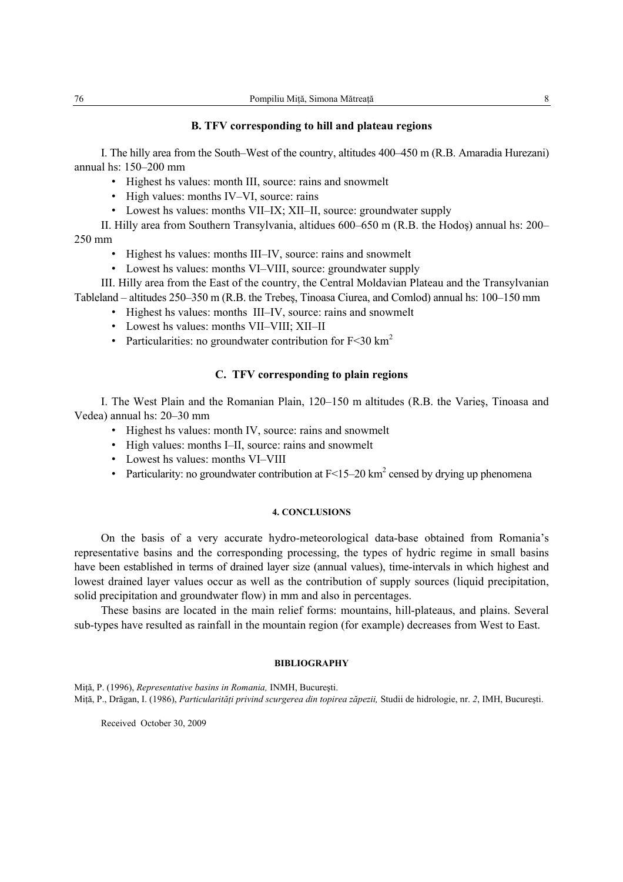### B. TFV corresponding to hill and plateau regions

I. The hilly area from the South–West of the country, altitudes 400–450 m (R.B. Amaradia Hurezani) annual hs: 150–200 mm

- Highest hs values: month III, source: rains and snowmelt
- High values: months IV–VI, source: rains
- Lowest hs values: months VII–IX; XII–II, source: groundwater supply

II. Hilly area from Southern Transylvania, altidues 600–650 m (R.B. the Hodoş) annual hs: 200–250 mm

- Highest hs values: months III–IV, source: rains and snowmelt
- Lowest hs values: months VI–VIII, source: groundwater supply

III. Hilly area from the East of the country, the Central Moldavian Plateau and the Transylvanian Tableland – altitudes 250–350 m (R.B. the Trebeş, Tinoasa Ciurea, and Comlod) annual hs: 100–150 mm

- Highest hs values: months III–IV, source: rains and snowmelt
- Lowest hs values: months VII–VIII; XII–II
- Particularities: no groundwater contribution for $F<30\ km^2$

### C. TFV corresponding to plain regions

I. The West Plain and the Romanian Plain, 120–150 m altitudes (R.B. the Varieş, Tinoasa and Vedea) annual hs: 20–30 mm

- Highest hs values: month IV, source: rains and snowmelt
- High values: months I–II, source: rains and snowmelt
- Lowest hs values: months VI–VIII
- Particularity: no groundwater contribution at $F<15–20\ km^2$ censed by drying up phenomena

## 4. CONCLUSIONS

On the basis of a very accurate hydro-meteorological data-base obtained from Romania's representative basins and the corresponding processing, the types of hydric regime in small basins have been established in terms of drained layer size (annual values), time-intervals in which highest and lowest drained layer values occur as well as the contribution of supply sources (liquid precipitation, solid precipitation and groundwater flow) in mm and also in percentages.

These basins are located in the main relief forms: mountains, hill-plateaus, and plains. Several sub-types have resulted as rainfall in the mountain region (for example) decreases from West to East.

## BIBLIOGRAPHY

Miţă, P. (1996), *Representative basins in Romania,* INMH, Bucureşti.

Miţă, P., Drăgan, I. (1986), *Particularităţi privind scurgerea din topirea zăpezii,* Studii de hidrologie, nr. *2*, IMH, Bucureşti.

Received October 30, 2009